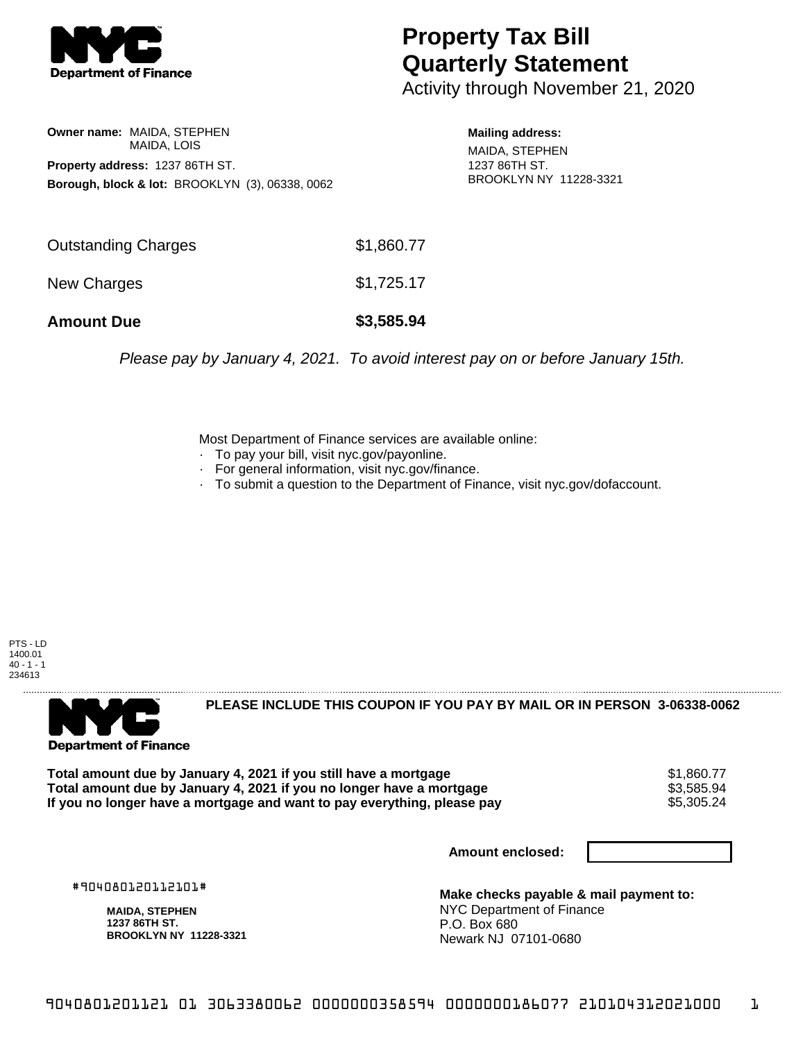# Property Tax Bill Quarterly Statement

Activity through November 21, 2020

**Owner name:** MAIDA, STEPHEN
MAIDA, LOIS

**Property address:** 1237 86TH ST.

**Borough, block & lot:** BROOKLYN (3), 06338, 0062

**Mailing address:**
MAIDA, STEPHEN
1237 86TH ST.
BROOKLYN NY 11228-3321

| | |
|---|---|
| Outstanding Charges | $1,860.77 |
| New Charges | $1,725.17 |
| **Amount Due** | **$3,585.94** |

*Please pay by January 4, 2021. To avoid interest pay on or before January 15th.*

Most Department of Finance services are available online:

- To pay your bill, visit nyc.gov/payonline.
- For general information, visit nyc.gov/finance.
- To submit a question to the Department of Finance, visit nyc.gov/dofaccount.

PTS - LD
1400.01
40 - 1 - 1
234613

**PLEASE INCLUDE THIS COUPON IF YOU PAY BY MAIL OR IN PERSON 3-06338-0062**

| | |
|---|---|
| **Total amount due by January 4, 2021 if you still have a mortgage** | $1,860.77 |
| **Total amount due by January 4, 2021 if you no longer have a mortgage** | $3,585.94 |
| **If you no longer have a mortgage and want to pay everything, please pay** | $5,305.24 |

**Amount enclosed:**

#904080120112101#

**MAIDA, STEPHEN**
**1237 86TH ST.**
**BROOKLYN NY 11228-3321**

**Make checks payable & mail payment to:**
NYC Department of Finance
P.O. Box 680
Newark NJ 07101-0680

9040801201121 01 3063380062 0000000358594 0000000186077 210104312021000 1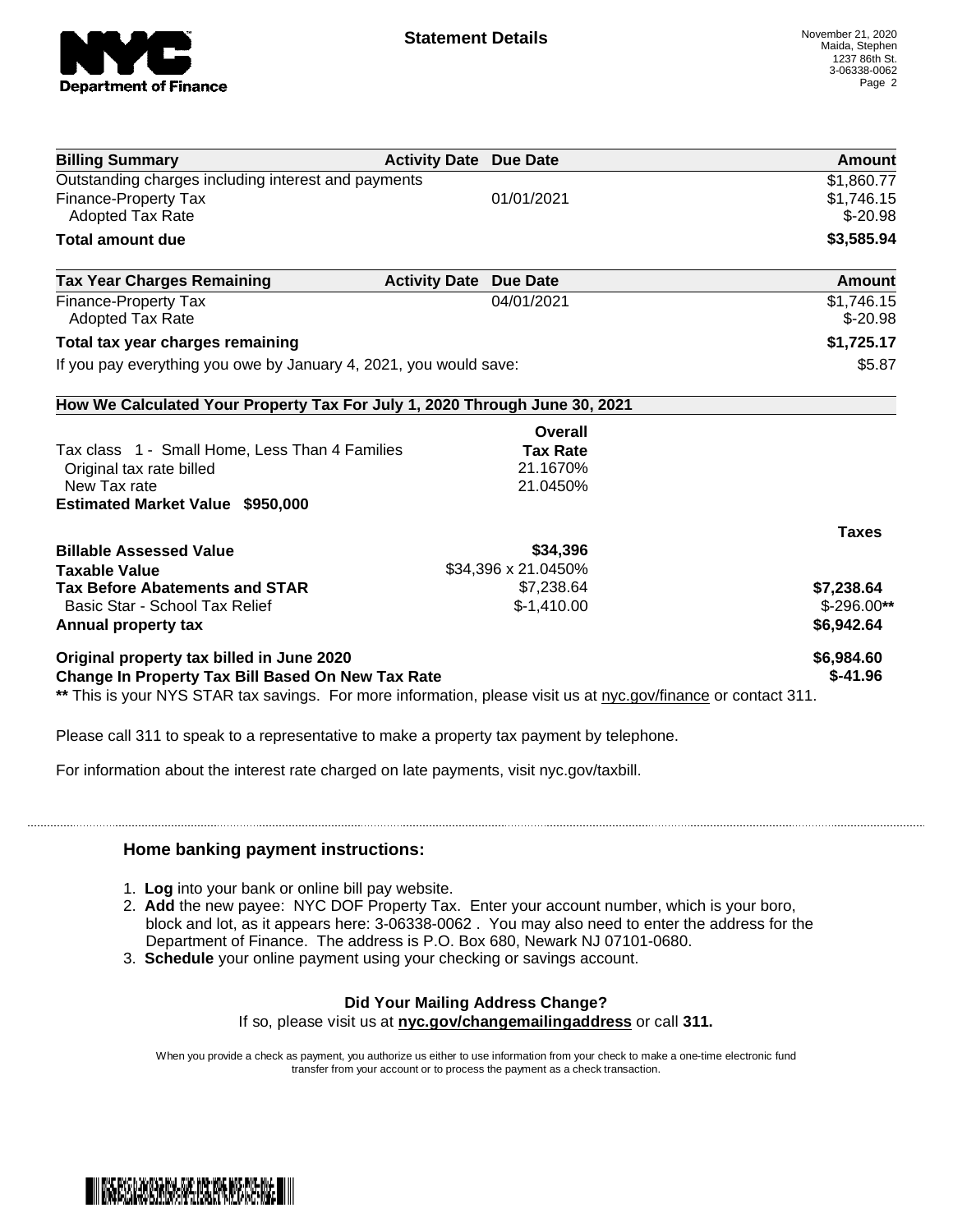## Statement Details

November 21, 2020
Maida, Stephen
1237 86th St.
3-06338-0062

| Billing Summary | Activity Date | Due Date | Amount |
|---|---|---|---|
| Outstanding charges including interest and payments | | | $1,860.77 |
| Finance-Property Tax | | 01/01/2021 | $1,746.15 |
| Adopted Tax Rate | | | $-20.98 |
| **Total amount due** | | | **$3,585.94** |

| Tax Year Charges Remaining | Activity Date | Due Date | Amount |
|---|---|---|---|
| Finance-Property Tax | | 04/01/2021 | $1,746.15 |
| Adopted Tax Rate | | | $-20.98 |
| **Total tax year charges remaining** | | | **$1,725.17** |
| If you pay everything you owe by January 4, 2021, you would save: | | | $5.87 |

### How We Calculated Your Property Tax For July 1, 2020 Through June 30, 2021

| | Overall Tax Rate | Taxes |
|---|---|---|
| Tax class 1 - Small Home, Less Than 4 Families | | |
| Original tax rate billed | 21.1670% | |
| New Tax rate | 21.0450% | |
| **Estimated Market Value $950,000** | | |
| **Billable Assessed Value** | **$34,396** | |
| **Taxable Value** | $34,396 x 21.0450% | |
| **Tax Before Abatements and STAR** | $7,238.64 | **$7,238.64** |
| Basic Star - School Tax Relief | $-1,410.00 | $-296.00** |
| **Annual property tax** | | **$6,942.64** |
| **Original property tax billed in June 2020** | | **$6,984.60** |
| **Change In Property Tax Bill Based On New Tax Rate** | | **$-41.96** |

** This is your NYS STAR tax savings. For more information, please visit us at nyc.gov/finance or contact 311.

Please call 311 to speak to a representative to make a property tax payment by telephone.

For information about the interest rate charged on late payments, visit nyc.gov/taxbill.

### Home banking payment instructions:

1. **Log** into your bank or online bill pay website.
2. **Add** the new payee: NYC DOF Property Tax. Enter your account number, which is your boro, block and lot, as it appears here: 3-06338-0062 . You may also need to enter the address for the Department of Finance. The address is P.O. Box 680, Newark NJ 07101-0680.
3. **Schedule** your online payment using your checking or savings account.

**Did Your Mailing Address Change?**
If so, please visit us at **nyc.gov/changemailingaddress** or call **311.**

When you provide a check as payment, you authorize us either to use information from your check to make a one-time electronic fund transfer from your account or to process the payment as a check transaction.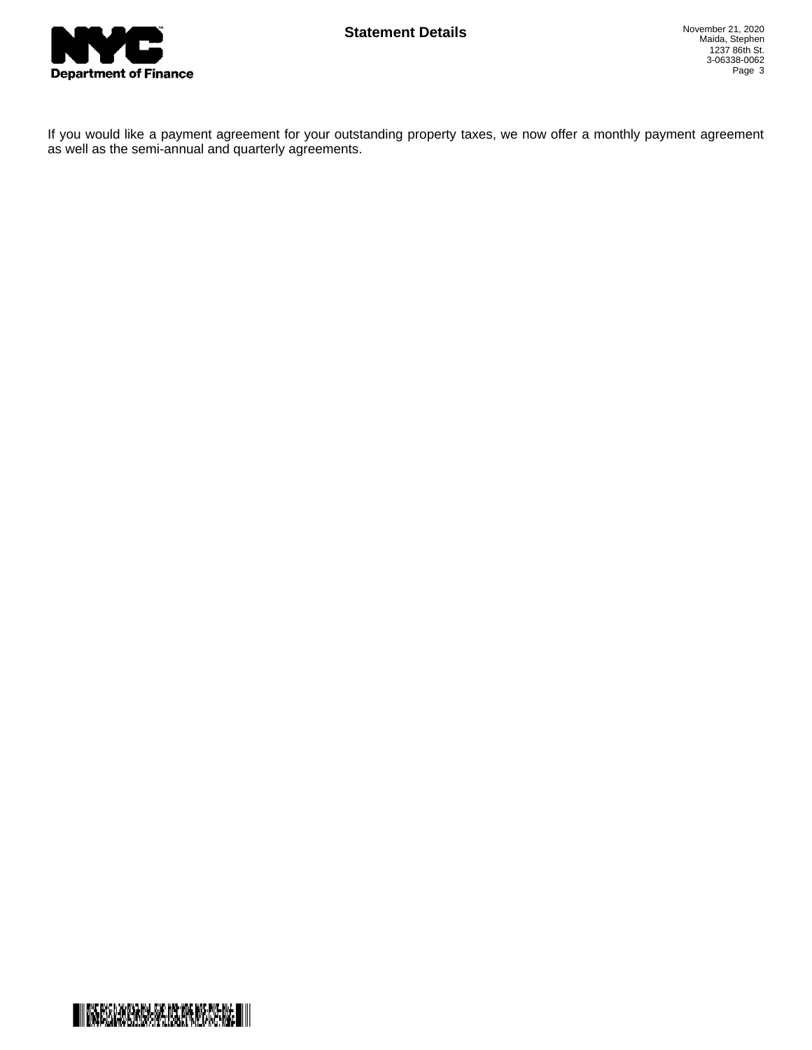If you would like a payment agreement for your outstanding property taxes, we now offer a monthly payment agreement as well as the semi-annual and quarterly agreements.